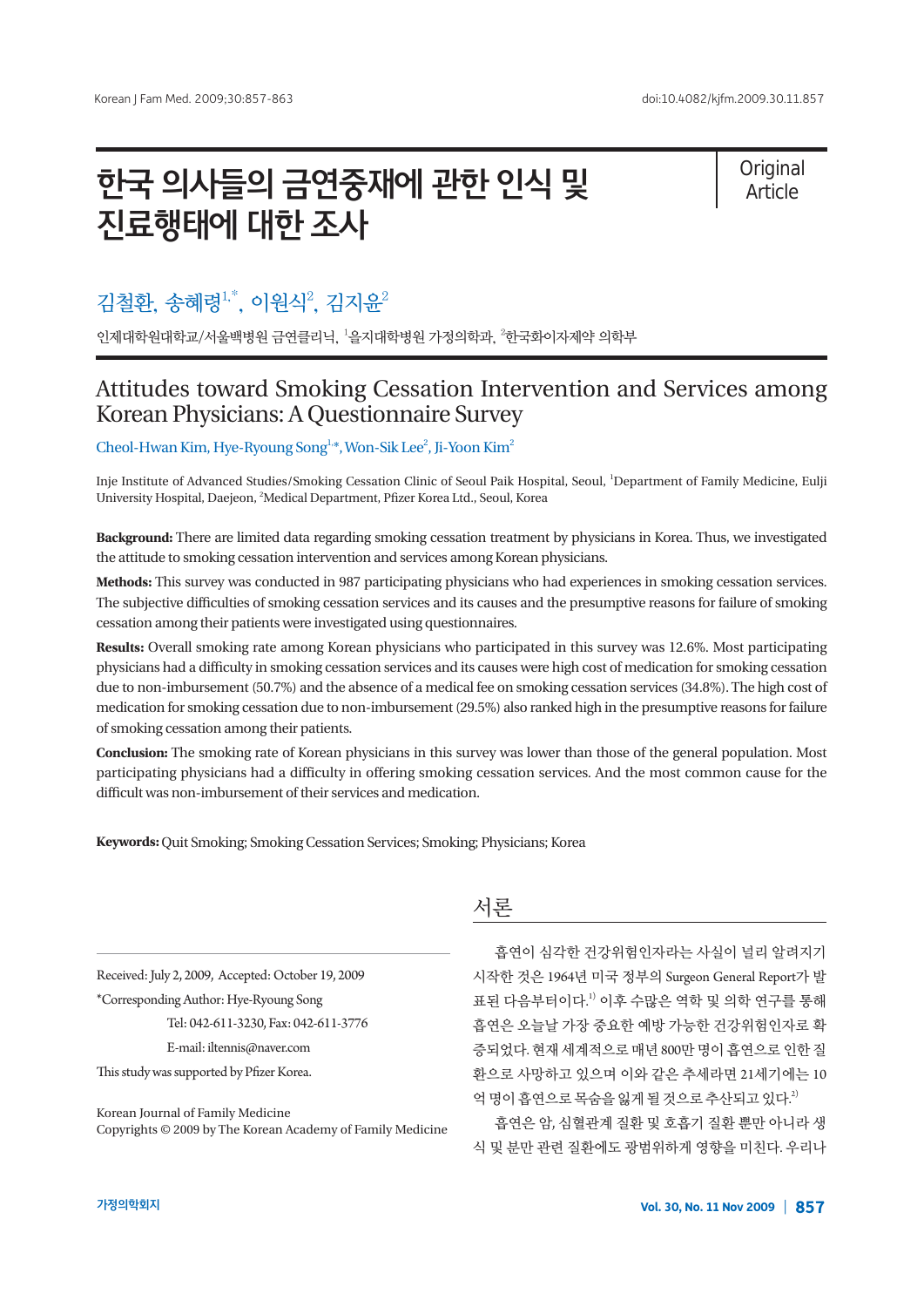# 한국 의사들의 금연중재에 관한 인식 및 진료행태에 대한 조사

Original Article

김철환, 송혜령[1,*], 이원식[2], 김지윤[2]

인제대학원대학교/서울백병원 금연클리닉, [1]을지대학병원 가정의학과, [2]한국화이자제약 의학부

# Attitudes toward Smoking Cessation Intervention and Services among Korean Physicians: A Questionnaire Survey

Cheol-Hwan Kim, Hye-Ryoung Song[1,*], Won-Sik Lee[2], Ji-Yoon Kim[2]

Inje Institute of Advanced Studies/Smoking Cessation Clinic of Seoul Paik Hospital, Seoul, [1]Department of Family Medicine, Eulji University Hospital, Daejeon, [2]Medical Department, Pfizer Korea Ltd., Seoul, Korea

**Background:** There are limited data regarding smoking cessation treatment by physicians in Korea. Thus, we investigated the attitude to smoking cessation intervention and services among Korean physicians.

**Methods:** This survey was conducted in 987 participating physicians who had experiences in smoking cessation services. The subjective difficulties of smoking cessation services and its causes and the presumptive reasons for failure of smoking cessation among their patients were investigated using questionnaires.

**Results:** Overall smoking rate among Korean physicians who participated in this survey was 12.6%. Most participating physicians had a difficulty in smoking cessation services and its causes were high cost of medication for smoking cessation due to non-imbursement (50.7%) and the absence of a medical fee on smoking cessation services (34.8%). The high cost of medication for smoking cessation due to non-imbursement (29.5%) also ranked high in the presumptive reasons for failure of smoking cessation among their patients.

**Conclusion:** The smoking rate of Korean physicians in this survey was lower than those of the general population. Most participating physicians had a difficulty in offering smoking cessation services. And the most common cause for the difficult was non-imbursement of their services and medication.

**Keywords:** Quit Smoking; Smoking Cessation Services; Smoking; Physicians; Korea

Received: July 2, 2009, Accepted: October 19, 2009

*Corresponding Author: Hye-Ryoung Song

Tel: 042-611-3230, Fax: 042-611-3776

E-mail: iltennis@naver.com

This study was supported by Pfizer Korea.

Korean Journal of Family Medicine

Copyrights © 2009 by The Korean Academy of Family Medicine

## 서론

흡연이 심각한 건강위험인자라는 사실이 널리 알려지기 시작한 것은 1964년 미국 정부의 Surgeon General Report가 발표된 다음부터이다.[1] 이후 수많은 역학 및 의학 연구를 통해 흡연은 오늘날 가장 중요한 예방 가능한 건강위험인자로 확증되었다. 현재 세계적으로 매년 800만 명이 흡연으로 인한 질환으로 사망하고 있으며 이와 같은 추세라면 21세기에는 10억 명이 흡연으로 목숨을 잃게 될 것으로 추산되고 있다.[2]

흡연은 암, 심혈관계 질환 및 호흡기 질환 뿐만 아니라 생식 및 분만 관련 질환에도 광범위하게 영향을 미친다. 우리나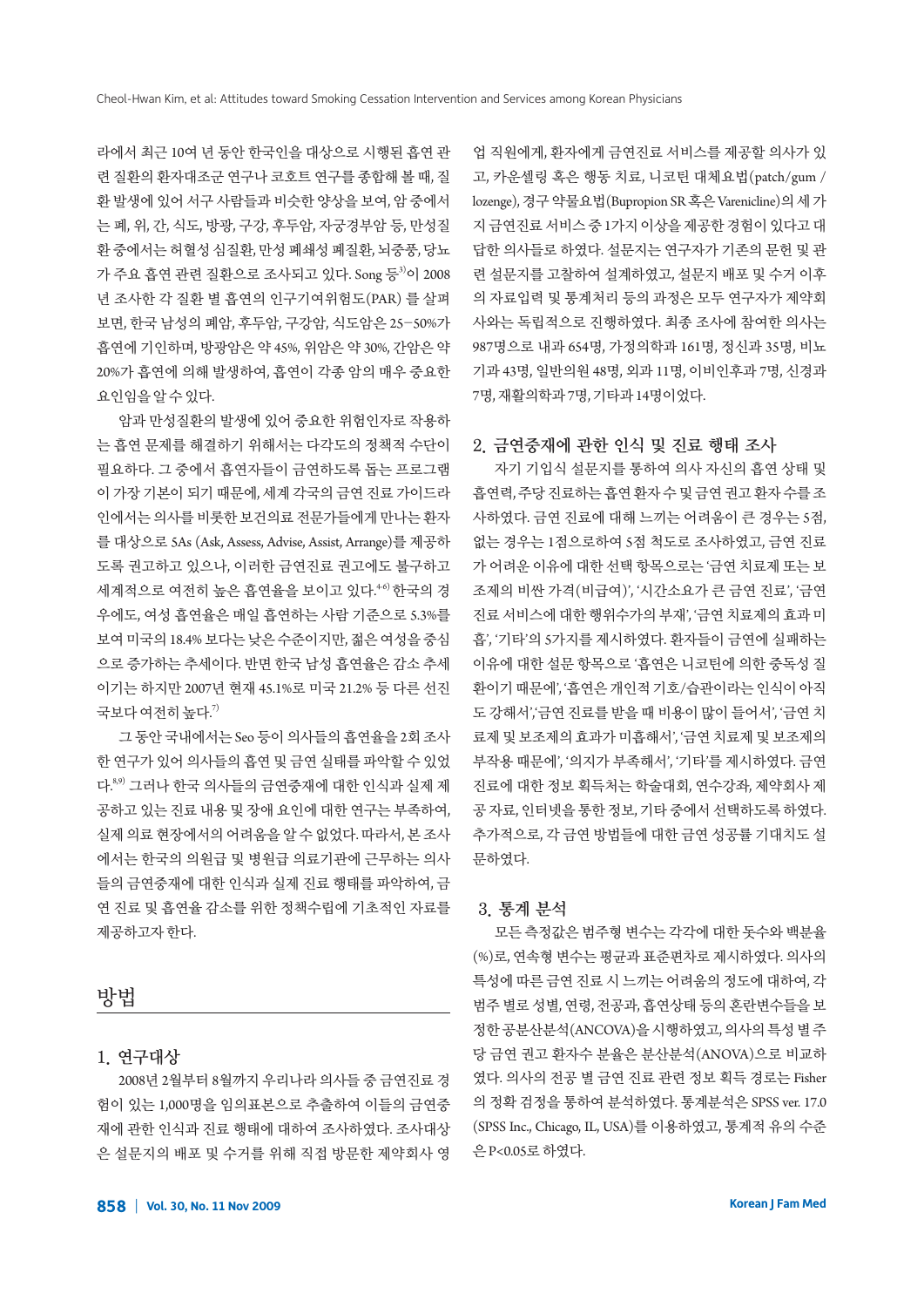라에서 최근 10여 년 동안 한국인을 대상으로 시행된 흡연 관련 질환의 환자대조군 연구나 코호트 연구를 종합해 볼 때, 질환 발생에 있어 서구 사람들과 비슷한 양상을 보여, 암 중에서는 폐, 위, 간, 식도, 방광, 구강, 후두암, 자궁경부암 등, 만성질환 중에서는 허혈성 심질환, 만성 폐쇄성 폐질환, 뇌중풍, 당뇨가 주요 흡연 관련 질환으로 조사되고 있다. Song 등[3]이 2008년 조사한 각 질환 별 흡연의 인구기여위험도(PAR) 를 살펴보면, 한국 남성의 폐암, 후두암, 구강암, 식도암은 25−50%가 흡연에 기인하며, 방광암은 약 45%, 위암은 약 30%, 간암은 약 20%가 흡연에 의해 발생하여, 흡연이 각종 암의 매우 중요한 요인임을 알 수 있다.

암과 만성질환의 발생에 있어 중요한 위험인자로 작용하는 흡연 문제를 해결하기 위해서는 다각도의 정책적 수단이 필요하다. 그 중에서 흡연자들이 금연하도록 돕는 프로그램이 가장 기본이 되기 때문에, 세계 각국의 금연 진료 가이드라인에서는 의사를 비롯한 보건의료 전문가들에게 만나는 환자를 대상으로 5As (Ask, Assess, Advise, Assist, Arrange)를 제공하도록 권고하고 있으나, 이러한 금연진료 권고에도 불구하고 세계적으로 여전히 높은 흡연율을 보이고 있다.[4-6] 한국의 경우에도, 여성 흡연율은 매일 흡연하는 사람 기준으로 5.3%를 보여 미국의 18.4% 보다는 낮은 수준이지만, 젊은 여성을 중심으로 증가하는 추세이다. 반면 한국 남성 흡연율은 감소 추세이기는 하지만 2007년 현재 45.1%로 미국 21.2% 등 다른 선진국보다 여전히 높다.[7]

그 동안 국내에서는 Seo 등이 의사들의 흡연율을 2회 조사한 연구가 있어 의사들의 흡연 및 금연 실태를 파악할 수 있었다.[8,9] 그러나 한국 의사들의 금연중재에 대한 인식과 실제 제공하고 있는 진료 내용 및 장애 요인에 대한 연구는 부족하여, 실제 의료 현장에서의 어려움을 알 수 없었다. 따라서, 본 조사에서는 한국의 의원급 및 병원급 의료기관에 근무하는 의사들의 금연중재에 대한 인식과 실제 진료 행태를 파악하여, 금연 진료 및 흡연율 감소를 위한 정책수립에 기초적인 자료를 제공하고자 한다.

## 방법

### 1. 연구대상

2008년 2월부터 8월까지 우리나라 의사들 중 금연진료 경험이 있는 1,000명을 임의표본으로 추출하여 이들의 금연중재에 관한 인식과 진료 행태에 대하여 조사하였다. 조사대상은 설문지의 배포 및 수거를 위해 직접 방문한 제약회사 영업 직원에게, 환자에게 금연진료 서비스를 제공할 의사가 있고, 카운셀링 혹은 행동 치료, 니코틴 대체요법(patch/gum / lozenge), 경구 약물요법(Bupropion SR 혹은 Varenicline)의 세 가지 금연진료 서비스 중 1가지 이상을 제공한 경험이 있다고 대답한 의사들로 하였다. 설문지는 연구자가 기존의 문헌 및 관련 설문지를 고찰하여 설계하였고, 설문지 배포 및 수거 이후의 자료입력 및 통계처리 등의 과정은 모두 연구자가 제약회사와는 독립적으로 진행하였다. 최종 조사에 참여한 의사는 987명으로 내과 654명, 가정의학과 161명, 정신과 35명, 비뇨기과 43명, 일반의원 48명, 외과 11명, 이비인후과 7명, 신경과 7명, 재활의학과 7명, 기타과 14명이었다.

### 2. 금연중재에 관한 인식 및 진료 행태 조사

자기 기입식 설문지를 통하여 의사 자신의 흡연 상태 및 흡연력, 주당 진료하는 흡연 환자 수 및 금연 권고 환자 수를 조사하였다. 금연 진료에 대해 느끼는 어려움이 큰 경우는 5점, 없는 경우는 1점으로하여 5점 척도로 조사하였고, 금연 진료가 어려운 이유에 대한 선택 항목으로는 '금연 치료제 또는 보조제의 비싼 가격(비급여)', '시간소요가 큰 금연 진료', '금연 진료 서비스에 대한 행위수가의 부재', '금연 치료제의 효과 미흡', '기타'의 5가지를 제시하였다. 환자들이 금연에 실패하는 이유에 대한 설문 항목으로 '흡연은 니코틴에 의한 중독성 질환이기 때문에', '흡연은 개인적 기호/습관이라는 인식이 아직도 강해서','금연 진료를 받을 때 비용이 많이 들어서', '금연 치료제 및 보조제의 효과가 미흡해서', '금연 치료제 및 보조제의 부작용 때문에', '의지가 부족해서', '기타'를 제시하였다. 금연 진료에 대한 정보 획득처는 학술대회, 연수강좌, 제약회사 제공 자료, 인터넷을 통한 정보, 기타 중에서 선택하도록 하였다. 추가적으로, 각 금연 방법들에 대한 금연 성공률 기대치도 설문하였다.

### 3. 통계 분석

모든 측정값은 범주형 변수는 각각에 대한 도수와 백분율(%)로, 연속형 변수는 평균과 표준편차로 제시하였다. 의사의 특성에 따른 금연 진료 시 느끼는 어려움의 정도에 대하여, 각 범주 별로 성별, 연령, 전공과, 흡연상태 등의 혼란변수들을 보정한 공분산분석(ANCOVA)을 시행하였고, 의사의 특성 별 주당 금연 권고 환자수 분율은 분산분석(ANOVA)으로 비교하였다. 의사의 전공 별 금연 진료 관련 정보 획득 경로는 Fisher의 정확 검정을 통하여 분석하였다. 통계분석은 SPSS ver. 17.0 (SPSS Inc., Chicago, IL, USA)를 이용하였고, 통계적 유의 수준은 $P<0.05$로 하였다.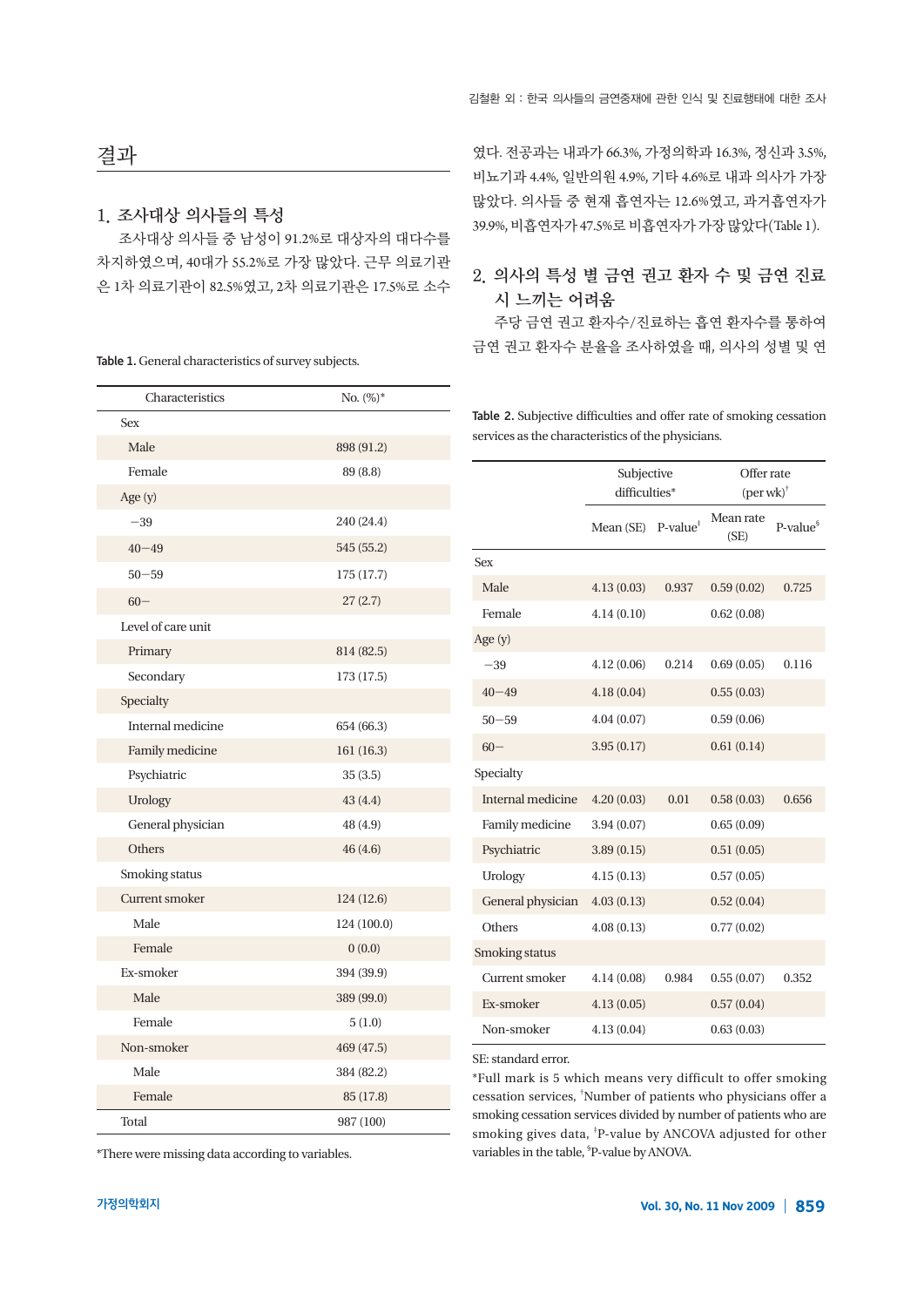## 결과

### 1. 조사대상 의사들의 특성

조사대상 의사들 중 남성이 91.2%로 대상자의 대다수를 차지하였으며, 40대가 55.2%로 가장 많았다. 근무 의료기관은 1차 의료기관이 82.5%였고, 2차 의료기관은 17.5%로 소수였다. 전공과는 내과가 66.3%, 가정의학과 16.3%, 정신과 3.5%, 비뇨기과 4.4%, 일반의원 4.9%, 기타 4.6%로 내과 의사가 가장 많았다. 의사들 중 현재 흡연자는 12.6%였고, 과거흡연자가 39.9%, 비흡연자가 47.5%로 비흡연자가 가장 많았다(Table 1).

**Table 1.** General characteristics of survey subjects.

| Characteristics | No. (%)* |
|---|---|
| Sex | |
| Male | 898 (91.2) |
| Female | 89 (8.8) |
| Age (y) | |
| −39 | 240 (24.4) |
| 40−49 | 545 (55.2) |
| 50−59 | 175 (17.7) |
| 60− | 27 (2.7) |
| Level of care unit | |
| Primary | 814 (82.5) |
| Secondary | 173 (17.5) |
| Specialty | |
| Internal medicine | 654 (66.3) |
| Family medicine | 161 (16.3) |
| Psychiatric | 35 (3.5) |
| Urology | 43 (4.4) |
| General physician | 48 (4.9) |
| Others | 46 (4.6) |
| Smoking status | |
| Current smoker | 124 (12.6) |
| Male | 124 (100.0) |
| Female | 0 (0.0) |
| Ex-smoker | 394 (39.9) |
| Male | 389 (99.0) |
| Female | 5 (1.0) |
| Non-smoker | 469 (47.5) |
| Male | 384 (82.2) |
| Female | 85 (17.8) |
| Total | 987 (100) |

*There were missing data according to variables.

### 2. 의사의 특성 별 금연 권고 환자 수 및 금연 진료 시 느끼는 어려움

주당 금연 권고 환자수/진료하는 흡연 환자수를 통하여 금연 권고 환자수 분율을 조사하였을 때, 의사의 성별 및 연

**Table 2.** Subjective difficulties and offer rate of smoking cessation services as the characteristics of the physicians.

| | Subjective difficulties* | | Offer rate (per wk)† | |
|---|---|---|---|---|
| | Mean (SE) | P-value‡ | Mean rate (SE) | P-value§ |
| Sex | | | | |
| Male | 4.13 (0.03) | 0.937 | 0.59 (0.02) | 0.725 |
| Female | 4.14 (0.10) | | 0.62 (0.08) | |
| Age (y) | | | | |
| −39 | 4.12 (0.06) | 0.214 | 0.69 (0.05) | 0.116 |
| 40−49 | 4.18 (0.04) | | 0.55 (0.03) | |
| 50−59 | 4.04 (0.07) | | 0.59 (0.06) | |
| 60− | 3.95 (0.17) | | 0.61 (0.14) | |
| Specialty | | | | |
| Internal medicine | 4.20 (0.03) | 0.01 | 0.58 (0.03) | 0.656 |
| Family medicine | 3.94 (0.07) | | 0.65 (0.09) | |
| Psychiatric | 3.89 (0.15) | | 0.51 (0.05) | |
| Urology | 4.15 (0.13) | | 0.57 (0.05) | |
| General physician | 4.03 (0.13) | | 0.52 (0.04) | |
| Others | 4.08 (0.13) | | 0.77 (0.02) | |
| Smoking status | | | | |
| Current smoker | 4.14 (0.08) | 0.984 | 0.55 (0.07) | 0.352 |
| Ex-smoker | 4.13 (0.05) | | 0.57 (0.04) | |
| Non-smoker | 4.13 (0.04) | | 0.63 (0.03) | |

SE: standard error.
*Full mark is 5 which means very difficult to offer smoking cessation services, †Number of patients who physicians offer a smoking cessation services divided by number of patients who are smoking gives data, ‡P-value by ANCOVA adjusted for other variables in the table, §P-value by ANOVA.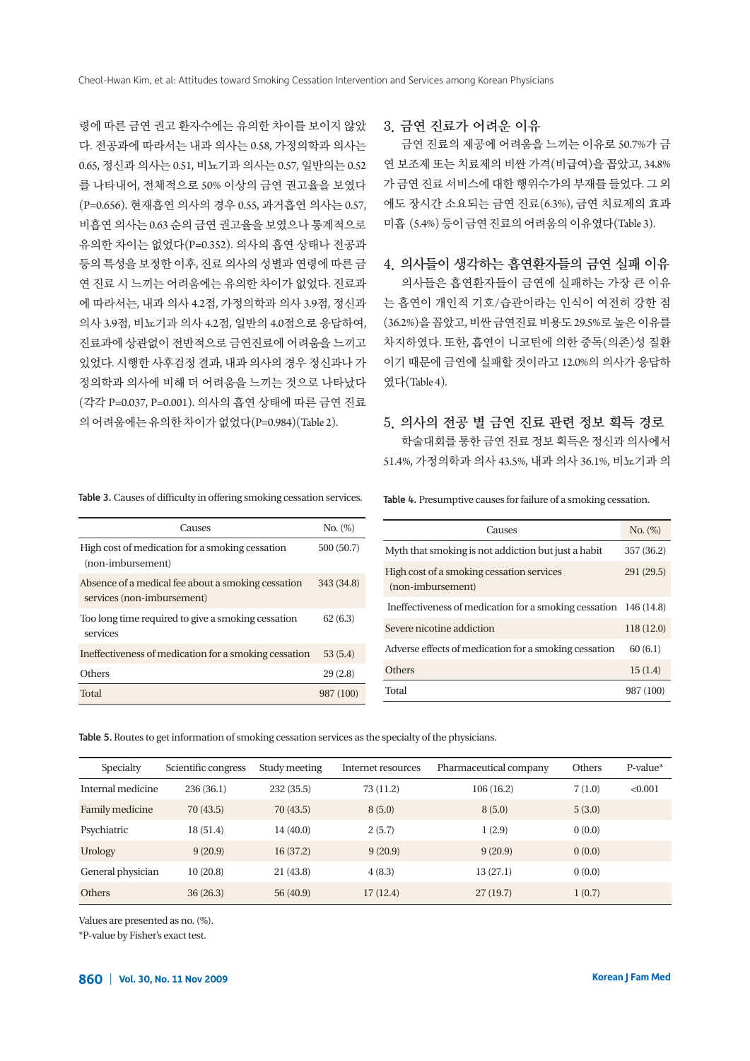령에 따른 금연 권고 환자수에는 유의한 차이를 보이지 않았다. 전공과에 따라서는 내과 의사는 0.58, 가정의학과 의사는 0.65, 정신과 의사는 0.51, 비뇨기과 의사는 0.57, 일반의는 0.52를 나타내어, 전체적으로 50% 이상의 금연 권고율을 보였다(P=0.656). 현재흡연 의사의 경우 0.55, 과거흡연 의사는 0.57, 비흡연 의사는 0.63 순의 금연 권고율을 보였으나 통계적으로 유의한 차이는 없었다(P=0.352). 의사의 흡연 상태나 전공과 등의 특성을 보정한 이후, 진료 의사의 성별과 연령에 따른 금연 진료 시 느끼는 어려움에는 유의한 차이가 없었다. 진료과에 따라서는, 내과 의사 4.2점, 가정의학과 의사 3.9점, 정신과 의사 3.9점, 비뇨기과 의사 4.2점, 일반의 4.0점으로 응답하여, 진료과에 상관없이 전반적으로 금연진료에 어려움을 느끼고 있었다. 시행한 사후검정 결과, 내과 의사의 경우 정신과나 가정의학과 의사에 비해 더 어려움을 느끼는 것으로 나타났다(각각 P=0.037, P=0.001). 의사의 흡연 상태에 따른 금연 진료의 어려움에는 유의한 차이가 없었다(P=0.984)(Table 2).

### 3. 금연 진료가 어려운 이유

금연 진료의 제공에 어려움을 느끼는 이유로 50.7%가 금연 보조제 또는 치료제의 비싼 가격(비급여)을 꼽았고, 34.8%가 금연 진료 서비스에 대한 행위수가의 부재를 들었다. 그 외에도 장시간 소요되는 금연 진료(6.3%), 금연 치료제의 효과 미흡 (5.4%) 등이 금연 진료의 어려움의 이유였다(Table 3).

### 4. 의사들이 생각하는 흡연환자들의 금연 실패 이유

의사들은 흡연환자들이 금연에 실패하는 가장 큰 이유는 흡연이 개인적 기호/습관이라는 인식이 여전히 강한 점(36.2%)을 꼽았고, 비싼 금연진료 비용도 29.5%로 높은 이유를 차지하였다. 또한, 흡연이 니코틴에 의한 중독(의존)성 질환이기 때문에 금연에 실패할 것이라고 12.0%의 의사가 응답하였다(Table 4).

### 5. 의사의 전공 별 금연 진료 관련 정보 획득 경로

학술대회를 통한 금연 진료 정보 획득은 정신과 의사에서 51.4%, 가정의학과 의사 43.5%, 내과 의사 36.1%, 비뇨기과 의

**Table 3.** Causes of difficulty in offering smoking cessation services.

| Causes | No. (%) |
|---|---|
| High cost of medication for a smoking cessation (non-imbursement) | 500 (50.7) |
| Absence of a medical fee about a smoking cessation services (non-imbursement) | 343 (34.8) |
| Too long time required to give a smoking cessation services | 62 (6.3) |
| Ineffectiveness of medication for a smoking cessation | 53 (5.4) |
| Others | 29 (2.8) |
| Total | 987 (100) |

**Table 4.** Presumptive causes for failure of a smoking cessation.

| Causes | No. (%) |
|---|---|
| Myth that smoking is not addiction but just a habit | 357 (36.2) |
| High cost of a smoking cessation services (non-imbursement) | 291 (29.5) |
| Ineffectiveness of medication for a smoking cessation | 146 (14.8) |
| Severe nicotine addiction | 118 (12.0) |
| Adverse effects of medication for a smoking cessation | 60 (6.1) |
| Others | 15 (1.4) |
| Total | 987 (100) |

**Table 5.** Routes to get information of smoking cessation services as the specialty of the physicians.

| Specialty | Scientific congress | Study meeting | Internet resources | Pharmaceutical company | Others | P-value* |
|---|---|---|---|---|---|---|
| Internal medicine | 236 (36.1) | 232 (35.5) | 73 (11.2) | 106 (16.2) | 7 (1.0) | <0.001 |
| Family medicine | 70 (43.5) | 70 (43.5) | 8 (5.0) | 8 (5.0) | 5 (3.0) | |
| Psychiatric | 18 (51.4) | 14 (40.0) | 2 (5.7) | 1 (2.9) | 0 (0.0) | |
| Urology | 9 (20.9) | 16 (37.2) | 9 (20.9) | 9 (20.9) | 0 (0.0) | |
| General physician | 10 (20.8) | 21 (43.8) | 4 (8.3) | 13 (27.1) | 0 (0.0) | |
| Others | 36 (26.3) | 56 (40.9) | 17 (12.4) | 27 (19.7) | 1 (0.7) | |

Values are presented as no. (%).
*P-value by Fisher's exact test.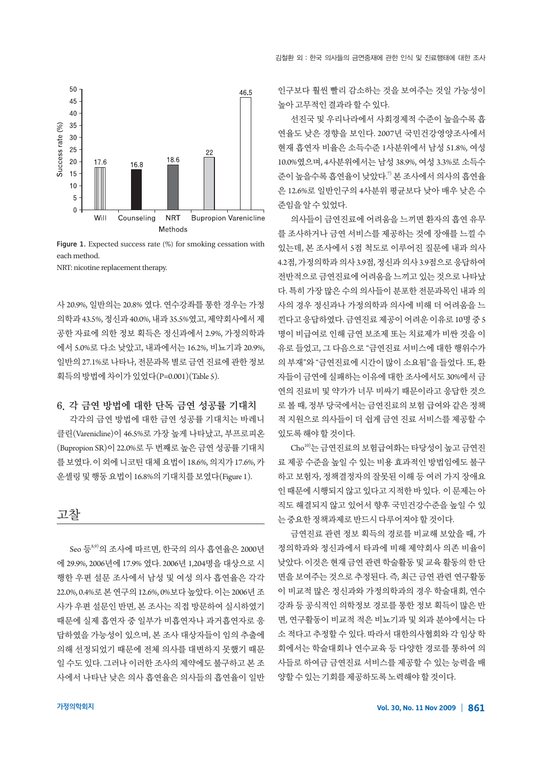Figure 1. Expected success rate (%) for smoking cessation with each method.

NRT: nicotine replacement therapy.

사 20.9%, 일반의는 20.8% 였다. 연수강좌를 통한 경우는 가정의학과 43.5%, 정신과 40.0%, 내과 35.5%였고, 제약회사에서 제공한 자료에 의한 정보 획득은 정신과에서 2.9%, 가정의학과에서 5.0%로 다소 낮았고, 내과에서는 16.2%, 비뇨기과 20.9%, 일반의 27.1%로 나타나, 전문과목 별로 금연 진료에 관한 정보 획득의 방법에 차이가 있었다(P=0.001)(Table 5).

### 6. 각 금연 방법에 대한 단독 금연 성공률 기대치

각각의 금연 방법에 대한 금연 성공률 기대치는 바레니클린(Varenicline)이 46.5%로 가장 높게 나타났고, 부프로피온(Bupropion SR)이 22.0%로 두 번째로 높은 금연 성공률 기대치를 보였다. 이 외에 니코틴 대체 요법이 18.6%, 의지가 17.6%, 카운셀링 및 행동 요법이 16.8%의 기대치를 보였다(Figure 1).

## 고찰

Seo 등[8,9]의 조사에 따르면, 한국의 의사 흡연율은 2000년에 29.9%, 2006년에 17.9% 였다. 2006년 1,204명을 대상으로 시행한 우편 설문 조사에서 남성 및 여성 의사 흡연율은 각각 22.0%, 0.4%로 본 연구의 12.6%, 0%보다 높았다. 이는 2006년 조사가 우편 설문인 반면, 본 조사는 직접 방문하여 실시하였기 때문에 실제 흡연자 중 일부가 비흡연자나 과거흡연자로 응답하였을 가능성이 있으며, 본 조사 대상자들이 임의 추출에 의해 선정되었기 때문에 전체 의사를 대변하지 못했기 때문일 수도 있다. 그러나 이러한 조사의 제약에도 불구하고 본 조사에서 나타난 낮은 의사 흡연율은 의사들의 흡연율이 일반인구보다 훨씬 빨리 감소하는 것을 보여주는 것일 가능성이 높아 고무적인 결과라 할 수 있다.

선진국 및 우리나라에서 사회경제적 수준이 높을수록 흡연율도 낮은 경향을 보인다. 2007년 국민건강영양조사에서 현재 흡연자 비율은 소득수준 1사분위에서 남성 51.8%, 여성 10.0%였으며, 4사분위에서는 남성 38.9%, 여성 3.3%로 소득수준이 높을수록 흡연율이 낮았다.[7] 본 조사에서 의사의 흡연율은 12.6%로 일반인구의 4사분위 평균보다 낮아 매우 낮은 수준임을 알 수 있었다.

의사들이 금연진료에 어려움을 느끼면 환자의 흡연 유무를 조사하거나 금연 서비스를 제공하는 것에 장애를 느낄 수 있는데, 본 조사에서 5점 척도로 이루어진 질문에 내과 의사 4.2점, 가정의학과 의사 3.9점, 정신과 의사 3.9점으로 응답하여 전반적으로 금연진료에 어려움을 느끼고 있는 것으로 나타났다. 특히 가장 많은 수의 의사들이 분포한 전문과목인 내과 의사의 경우 정신과나 가정의학과 의사에 비해 더 어려움을 느낀다고 응답하였다. 금연진료 제공이 어려운 이유로 10명 중 5명이 비급여로 인해 금연 보조제 또는 치료제가 비싼 것을 이유로 들었고, 그 다음으로 "금연진료 서비스에 대한 행위수가의 부재"와 "금연진료에 시간이 많이 소요됨"을 들었다. 또, 환자들이 금연에 실패하는 이유에 대한 조사에서도 30%에서 금연의 진료비 및 약가가 너무 비싸기 때문이라고 응답한 것으로 볼 때, 정부 당국에서는 금연진료의 보험 급여와 같은 정책적 지원으로 의사들이 더 쉽게 금연 진료 서비스를 제공할 수 있도록 해야 할 것이다.

Cho[10]는 금연진료의 보험급여화는 타당성이 높고 금연진료 제공 수준을 높일 수 있는 비용 효과적인 방법임에도 불구하고 보험자, 정책결정자의 잘못된 이해 등 여러 가지 장애요인 때문에 시행되지 않고 있다고 지적한 바 있다. 이 문제는 아직도 해결되지 않고 있어서 향후 국민건강수준을 높일 수 있는 중요한 정책과제로 반드시 다루어져야 할 것이다.

금연진료 관련 정보 획득의 경로를 비교해 보았을 때, 가정의학과와 정신과에서 타과에 비해 제약회사 의존 비율이 낮았다. 이것은 현재 금연 관련 학술활동 및 교육 활동의 한 단면을 보여주는 것으로 추정된다. 즉, 최근 금연 관련 연구활동이 비교적 많은 정신과와 가정의학과의 경우 학술대회, 연수강좌 등 공식적인 의학정보 경로를 통한 정보 획득이 많은 반면, 연구활동이 비교적 적은 비뇨기과 및 외과 분야에서는 다소 적다고 추정할 수 있다. 따라서 대한의사협회나 각 임상 학회에서는 학술대회나 연수교육 등 다양한 경로를 통하여 의사들로 하여금 금연진료 서비스를 제공할 수 있는 능력을 배양할 수 있는 기회를 제공하도록 노력해야 할 것이다.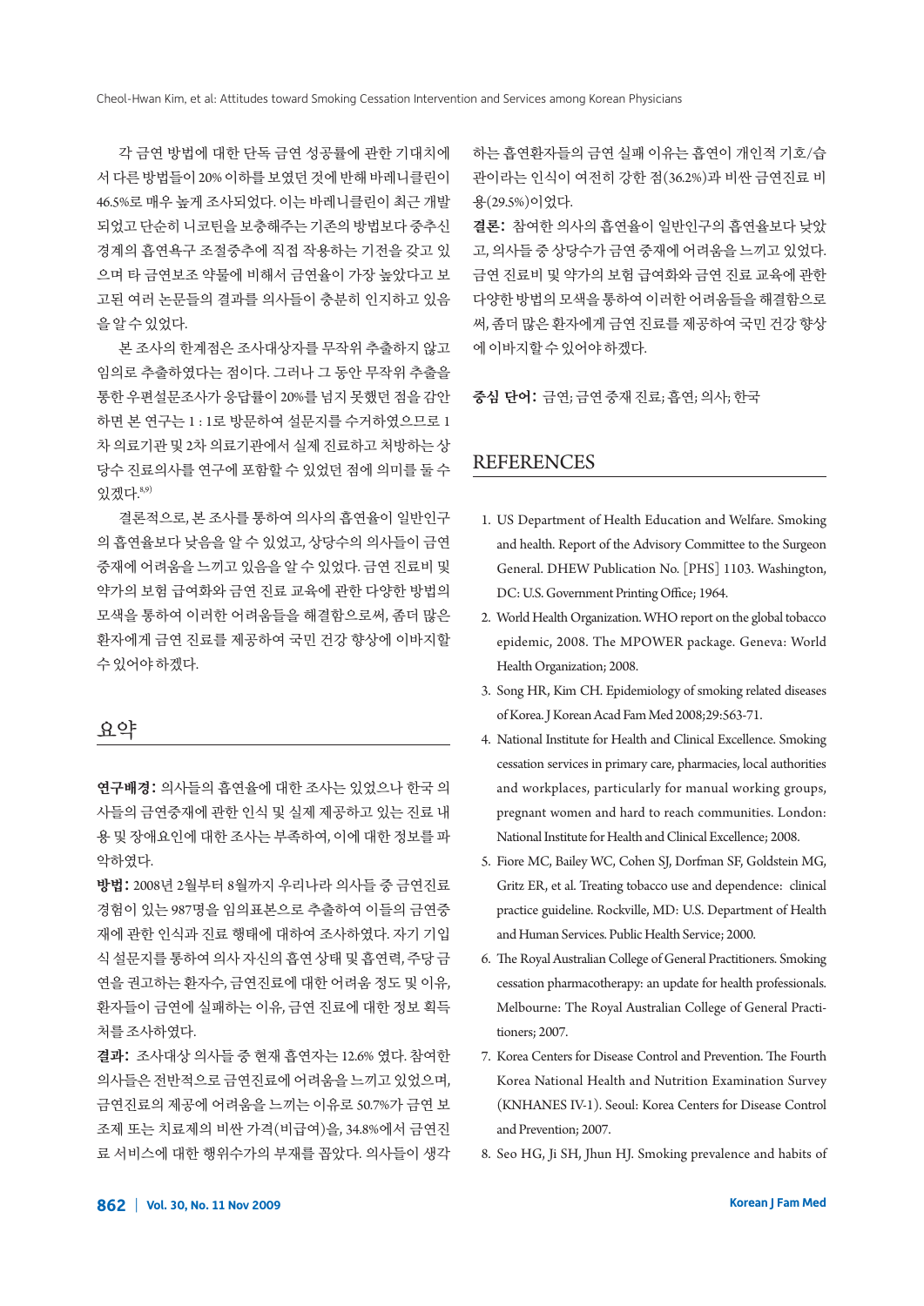각 금연 방법에 대한 단독 금연 성공률에 관한 기대치에서 다른 방법들이 20% 이하를 보였던 것에 반해 바레니클린이 46.5%로 매우 높게 조사되었다. 이는 바레니클린이 최근 개발되었고 단순히 니코틴을 보충해주는 기존의 방법보다 중추신경계의 흡연욕구 조절중추에 직접 작용하는 기전을 갖고 있으며 타 금연보조 약물에 비해서 금연율이 가장 높았다고 보고된 여러 논문들의 결과를 의사들이 충분히 인지하고 있음을 알 수 있었다.

본 조사의 한계점은 조사대상자를 무작위 추출하지 않고 임의로 추출하였다는 점이다. 그러나 그 동안 무작위 추출을 통한 우편설문조사가 응답률이 20%를 넘지 못했던 점을 감안하면 본 연구는 1 : 1로 방문하여 설문지를 수거하였으므로 1차 의료기관 및 2차 의료기관에서 실제 진료하고 처방하는 상당수 진료의사를 연구에 포함할 수 있었던 점에 의미를 둘 수 있겠다.[8,9)]

결론적으로, 본 조사를 통하여 의사의 흡연율이 일반인구의 흡연율보다 낮음을 알 수 있었고, 상당수의 의사들이 금연중재에 어려움을 느끼고 있음을 알 수 있었다. 금연 진료비 및 약가의 보험 급여화와 금연 진료 교육에 관한 다양한 방법의 모색을 통하여 이러한 어려움들을 해결함으로써, 좀더 많은 환자에게 금연 진료를 제공하여 국민 건강 향상에 이바지할 수 있어야 하겠다.

## 요약

**연구배경:** 의사들의 흡연율에 대한 조사는 있었으나 한국 의사들의 금연중재에 관한 인식 및 실제 제공하고 있는 진료 내용 및 장애요인에 대한 조사는 부족하여, 이에 대한 정보를 파악하였다.

**방법:** 2008년 2월부터 8월까지 우리나라 의사들 중 금연진료 경험이 있는 987명을 임의표본으로 추출하여 이들의 금연중재에 관한 인식과 진료 행태에 대하여 조사하였다. 자기 기입식 설문지를 통하여 의사 자신의 흡연 상태 및 흡연력, 주당 금연을 권고하는 환자수, 금연진료에 대한 어려움 정도 및 이유, 환자들이 금연에 실패하는 이유, 금연 진료에 대한 정보 획득처를 조사하였다.

**결과:** 조사대상 의사들 중 현재 흡연자는 12.6% 였다. 참여한 의사들은 전반적으로 금연진료에 어려움을 느끼고 있었으며, 금연진료의 제공에 어려움을 느끼는 이유로 50.7%가 금연 보조제 또는 치료제의 비싼 가격(비급여)을, 34.8%에서 금연진료 서비스에 대한 행위수가의 부재를 꼽았다. 의사들이 생각하는 흡연환자들의 금연 실패 이유는 흡연이 개인적 기호/습관이라는 인식이 여전히 강한 점(36.2%)과 비싼 금연진료 비용(29.5%)이었다.

**결론:** 참여한 의사의 흡연율이 일반인구의 흡연율보다 낮았고, 의사들 중 상당수가 금연 중재에 어려움을 느끼고 있었다. 금연 진료비 및 약가의 보험 급여화와 금연 진료 교육에 관한 다양한 방법의 모색을 통하여 이러한 어려움들을 해결함으로써, 좀더 많은 환자에게 금연 진료를 제공하여 국민 건강 향상에 이바지할 수 있어야 하겠다.

**중심 단어:** 금연; 금연 중재 진료; 흡연; 의사; 한국

## REFERENCES

1. US Department of Health Education and Welfare. Smoking and health. Report of the Advisory Committee to the Surgeon General. DHEW Publication No. [PHS] 1103. Washington, DC: U.S. Government Printing Office; 1964.
2. World Health Organization. WHO report on the global tobacco epidemic, 2008. The MPOWER package. Geneva: World Health Organization; 2008.
3. Song HR, Kim CH. Epidemiology of smoking related diseases of Korea. J Korean Acad Fam Med 2008;29:563-71.
4. National Institute for Health and Clinical Excellence. Smoking cessation services in primary care, pharmacies, local authorities and workplaces, particularly for manual working groups, pregnant women and hard to reach communities. London: National Institute for Health and Clinical Excellence; 2008.
5. Fiore MC, Bailey WC, Cohen SJ, Dorfman SF, Goldstein MG, Gritz ER, et al. Treating tobacco use and dependence: clinical practice guideline. Rockville, MD: U.S. Department of Health and Human Services. Public Health Service; 2000.
6. The Royal Australian College of General Practitioners. Smoking cessation pharmacotherapy: an update for health professionals. Melbourne: The Royal Australian College of General Practitioners; 2007.
7. Korea Centers for Disease Control and Prevention. The Fourth Korea National Health and Nutrition Examination Survey (KNHANES IV-1). Seoul: Korea Centers for Disease Control and Prevention; 2007.
8. Seo HG, Ji SH, Jhun HJ. Smoking prevalence and habits of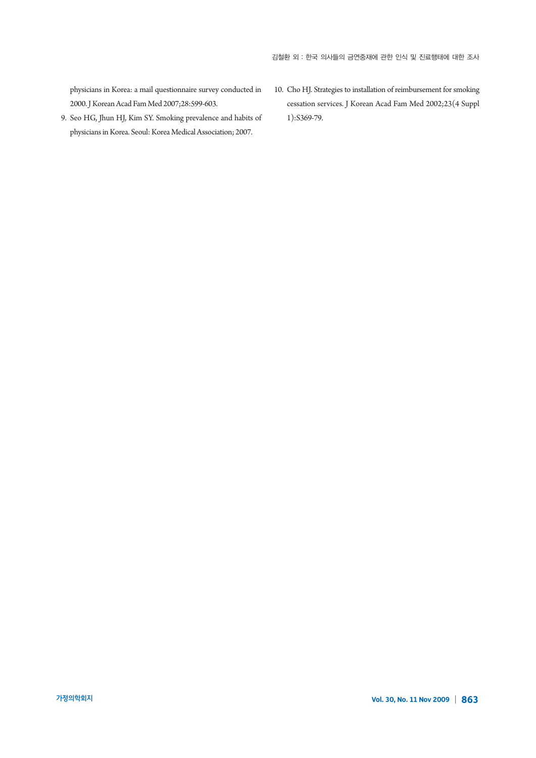physicians in Korea: a mail questionnaire survey conducted in 2000. J Korean Acad Fam Med 2007;28:599-603.

9. Seo HG, Jhun HJ, Kim SY. Smoking prevalence and habits of physicians in Korea. Seoul: Korea Medical Association; 2007.

10. Cho HJ. Strategies to installation of reimbursement for smoking cessation services. J Korean Acad Fam Med 2002;23(4 Suppl 1):S369-79.